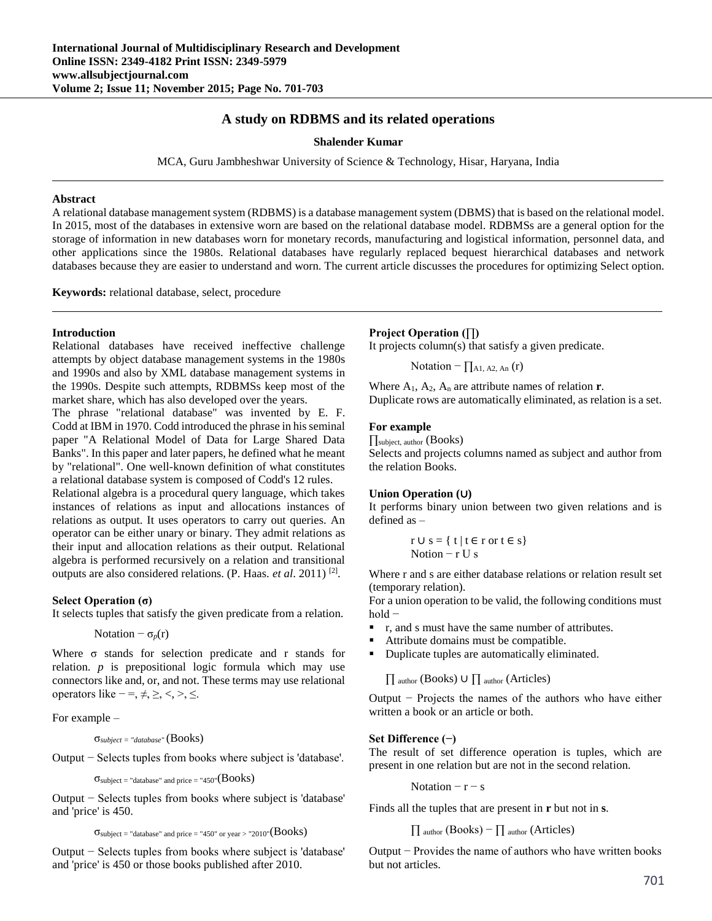# A study on RDBMS and its related operations

**Shalender Kumar**

MCA, Guru Jambheshwar University of Science & Technology, Hisar, Haryana, India

---

**Abstract**

A relational database management system (RDBMS) is a database management system (DBMS) that is based on the relational model. In 2015, most of the databases in extensive worn are based on the relational database model. RDBMSs are a general option for the storage of information in new databases worn for monetary records, manufacturing and logistical information, personnel data, and other applications since the 1980s. Relational databases have regularly replaced bequest hierarchical databases and network databases because they are easier to understand and worn. The current article discusses the procedures for optimizing Select option.

**Keywords:** relational database, select, procedure

---

## Introduction

Relational databases have received ineffective challenge attempts by object database management systems in the 1980s and 1990s and also by XML database management systems in the 1990s. Despite such attempts, RDBMSs keep most of the market share, which has also developed over the years.

The phrase "relational database" was invented by E. F. Codd at IBM in 1970. Codd introduced the phrase in his seminal paper "A Relational Model of Data for Large Shared Data Banks". In this paper and later papers, he defined what he meant by "relational". One well-known definition of what constitutes a relational database system is composed of Codd's 12 rules.

Relational algebra is a procedural query language, which takes instances of relations as input and allocations instances of relations as output. It uses operators to carry out queries. An operator can be either unary or binary. They admit relations as their input and allocation relations as their output. Relational algebra is performed recursively on a relation and transitional outputs are also considered relations. (P. Haas. *et al*. 2011) [2].

### Select Operation (σ)

It selects tuples that satisfy the given predicate from a relation.

Notation − $\sigma_p(r)$

Where σ stands for selection predicate and r stands for relation. *p* is prepositional logic formula which may use connectors like and, or, and not. These terms may use relational operators like − =, ≠, ≥, <, >, ≤.

For example –

$\sigma_{subject = \text{"database"}}$ (Books)

Output − Selects tuples from books where subject is 'database'.

$\sigma_{\text{subject = "database" and price = "450"}}$(Books)

Output − Selects tuples from books where subject is 'database' and 'price' is 450.

$\sigma_{\text{subject = "database" and price = "450" or year > "2010"}}$(Books)

Output − Selects tuples from books where subject is 'database' and 'price' is 450 or those books published after 2010.

### Project Operation (∏)

It projects column(s) that satisfy a given predicate.

Notation − $\prod_{A1, A2, An}$ (r)

Where $A_1$, $A_2$, $A_n$ are attribute names of relation **r**.
Duplicate rows are automatically eliminated, as relation is a set.

**For example**

$\prod_{\text{subject, author}}$ (Books)

Selects and projects columns named as subject and author from the relation Books.

### Union Operation (∪)

It performs binary union between two given relations and is defined as –

r ∪ s = { t | t ∈ r or t ∈ s}
Notion − r U s

Where r and s are either database relations or relation result set (temporary relation).

For a union operation to be valid, the following conditions must hold −

- r, and s must have the same number of attributes.
- Attribute domains must be compatible.
- Duplicate tuples are automatically eliminated.

$\prod_{\text{author}}$ (Books) ∪ $\prod_{\text{author}}$ (Articles)

Output − Projects the names of the authors who have either written a book or an article or both.

### Set Difference (−)

The result of set difference operation is tuples, which are present in one relation but are not in the second relation.

Notation − r − s

Finds all the tuples that are present in **r** but not in **s**.

$\prod_{\text{author}}$ (Books) − $\prod_{\text{author}}$ (Articles)

Output − Provides the name of authors who have written books but not articles.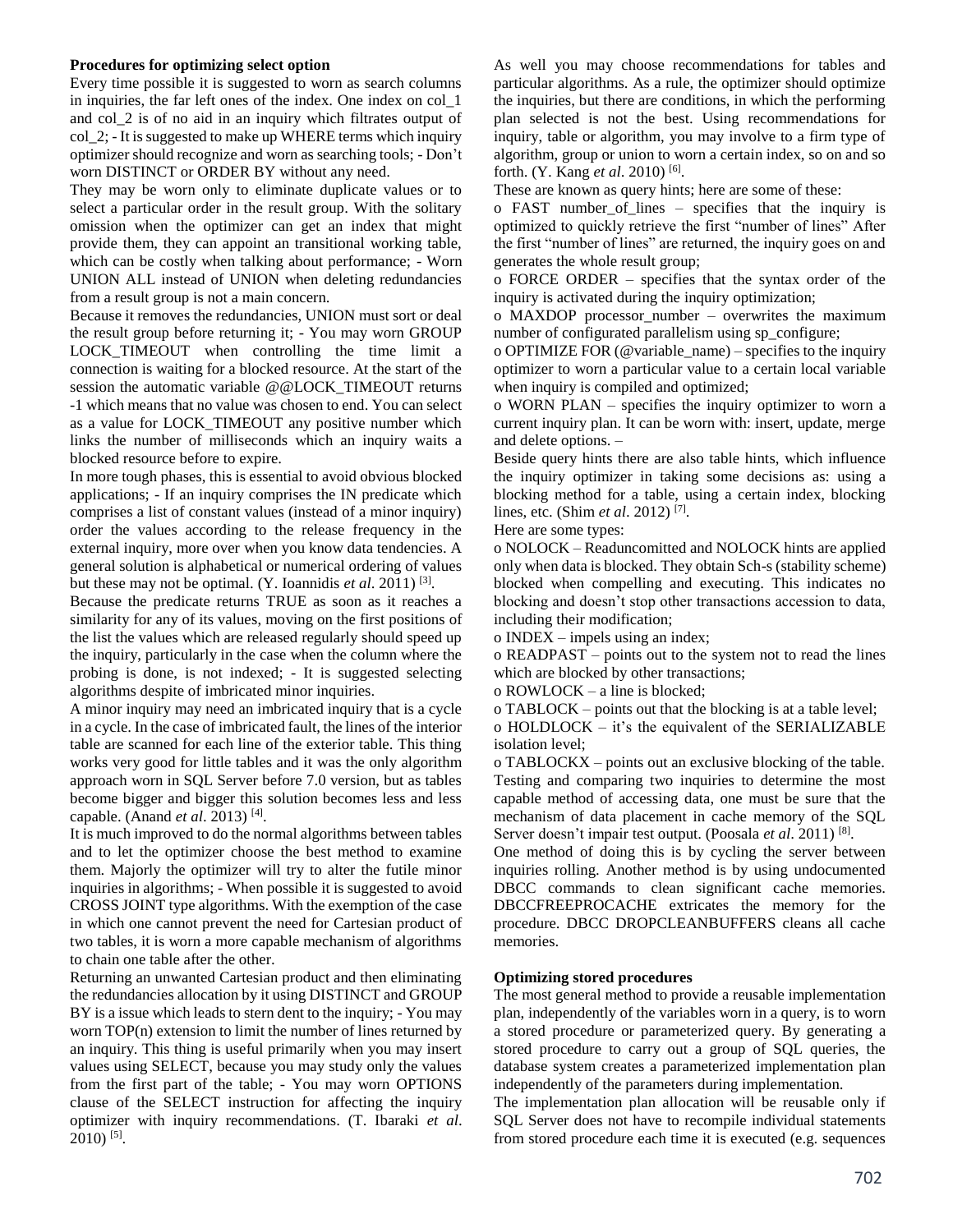**Procedures for optimizing select option**

Every time possible it is suggested to worn as search columns in inquiries, the far left ones of the index. One index on col_1 and col_2 is of no aid in an inquiry which filtrates output of col_2; - It is suggested to make up WHERE terms which inquiry optimizer should recognize and worn as searching tools; - Don't worn DISTINCT or ORDER BY without any need.

They may be worn only to eliminate duplicate values or to select a particular order in the result group. With the solitary omission when the optimizer can get an index that might provide them, they can appoint an transitional working table, which can be costly when talking about performance; - Worn UNION ALL instead of UNION when deleting redundancies from a result group is not a main concern.

Because it removes the redundancies, UNION must sort or deal the result group before returning it; - You may worn GROUP LOCK_TIMEOUT when controlling the time limit a connection is waiting for a blocked resource. At the start of the session the automatic variable @@LOCK_TIMEOUT returns -1 which means that no value was chosen to end. You can select as a value for LOCK_TIMEOUT any positive number which links the number of milliseconds which an inquiry waits a blocked resource before to expire.

In more tough phases, this is essential to avoid obvious blocked applications; - If an inquiry comprises the IN predicate which comprises a list of constant values (instead of a minor inquiry) order the values according to the release frequency in the external inquiry, more over when you know data tendencies. A general solution is alphabetical or numerical ordering of values but these may not be optimal. (Y. Ioannidis *et al*. 2011) [3].

Because the predicate returns TRUE as soon as it reaches a similarity for any of its values, moving on the first positions of the list the values which are released regularly should speed up the inquiry, particularly in the case when the column where the probing is done, is not indexed; - It is suggested selecting algorithms despite of imbricated minor inquiries.

A minor inquiry may need an imbricated inquiry that is a cycle in a cycle. In the case of imbricated fault, the lines of the interior table are scanned for each line of the exterior table. This thing works very good for little tables and it was the only algorithm approach worn in SQL Server before 7.0 version, but as tables become bigger and bigger this solution becomes less and less capable. (Anand *et al*. 2013) [4].

It is much improved to do the normal algorithms between tables and to let the optimizer choose the best method to examine them. Majorly the optimizer will try to alter the futile minor inquiries in algorithms; - When possible it is suggested to avoid CROSS JOINT type algorithms. With the exemption of the case in which one cannot prevent the need for Cartesian product of two tables, it is worn a more capable mechanism of algorithms to chain one table after the other.

Returning an unwanted Cartesian product and then eliminating the redundancies allocation by it using DISTINCT and GROUP BY is a issue which leads to stern dent to the inquiry; - You may worn TOP(n) extension to limit the number of lines returned by an inquiry. This thing is useful primarily when you may insert values using SELECT, because you may study only the values from the first part of the table; - You may worn OPTIONS clause of the SELECT instruction for affecting the inquiry optimizer with inquiry recommendations. (T. Ibaraki *et al*. 2010) [5].

As well you may choose recommendations for tables and particular algorithms. As a rule, the optimizer should optimize the inquiries, but there are conditions, in which the performing plan selected is not the best. Using recommendations for inquiry, table or algorithm, you may involve to a firm type of algorithm, group or union to worn a certain index, so on and so forth. (Y. Kang *et al*. 2010) [6].

These are known as query hints; here are some of these:

o FAST number_of_lines – specifies that the inquiry is optimized to quickly retrieve the first "number of lines" After the first "number of lines" are returned, the inquiry goes on and generates the whole result group;

o FORCE ORDER – specifies that the syntax order of the inquiry is activated during the inquiry optimization;

o MAXDOP processor_number – overwrites the maximum number of configurated parallelism using sp_configure;

o OPTIMIZE FOR (@variable_name) – specifies to the inquiry optimizer to worn a particular value to a certain local variable when inquiry is compiled and optimized;

o WORN PLAN – specifies the inquiry optimizer to worn a current inquiry plan. It can be worn with: insert, update, merge and delete options. –

Beside query hints there are also table hints, which influence the inquiry optimizer in taking some decisions as: using a blocking method for a table, using a certain index, blocking lines, etc. (Shim *et al*. 2012) [7].

Here are some types:

o NOLOCK – Readuncomitted and NOLOCK hints are applied only when data is blocked. They obtain Sch-s (stability scheme) blocked when compelling and executing. This indicates no blocking and doesn't stop other transactions accession to data, including their modification;

o INDEX – impels using an index;

o READPAST – points out to the system not to read the lines which are blocked by other transactions;

o ROWLOCK – a line is blocked;

o TABLOCK – points out that the blocking is at a table level;

o HOLDLOCK – it's the equivalent of the SERIALIZABLE isolation level;

o TABLOCKX – points out an exclusive blocking of the table.

Testing and comparing two inquiries to determine the most capable method of accessing data, one must be sure that the mechanism of data placement in cache memory of the SQL Server doesn't impair test output. (Poosala *et al*. 2011) [8].

One method of doing this is by cycling the server between inquiries rolling. Another method is by using undocumented DBCC commands to clean significant cache memories. DBCCFREEPROCACHE extricates the memory for the procedure. DBCC DROPCLEANBUFFERS cleans all cache memories.

**Optimizing stored procedures**

The most general method to provide a reusable implementation plan, independently of the variables worn in a query, is to worn a stored procedure or parameterized query. By generating a stored procedure to carry out a group of SQL queries, the database system creates a parameterized implementation plan independently of the parameters during implementation.

The implementation plan allocation will be reusable only if SQL Server does not have to recompile individual statements from stored procedure each time it is executed (e.g. sequences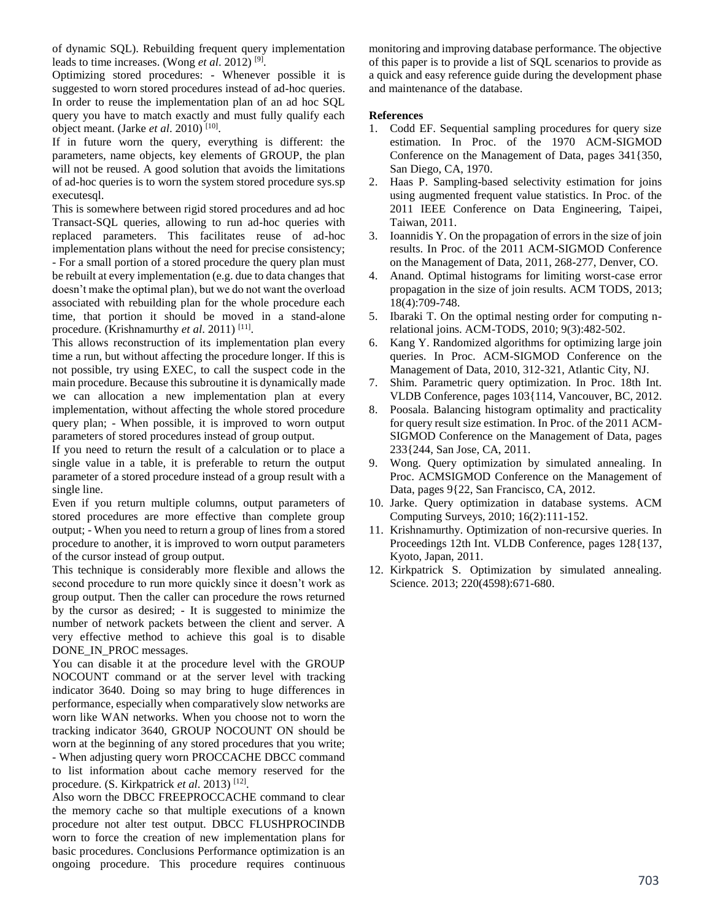of dynamic SQL). Rebuilding frequent query implementation leads to time increases. (Wong *et al*. 2012) [9].

Optimizing stored procedures: - Whenever possible it is suggested to worn stored procedures instead of ad-hoc queries. In order to reuse the implementation plan of an ad hoc SQL query you have to match exactly and must fully qualify each object meant. (Jarke *et al*. 2010) [10].

If in future worn the query, everything is different: the parameters, name objects, key elements of GROUP, the plan will not be reused. A good solution that avoids the limitations of ad-hoc queries is to worn the system stored procedure sys.sp executesql.

This is somewhere between rigid stored procedures and ad hoc Transact-SQL queries, allowing to run ad-hoc queries with replaced parameters. This facilitates reuse of ad-hoc implementation plans without the need for precise consistency; - For a small portion of a stored procedure the query plan must be rebuilt at every implementation (e.g. due to data changes that doesn't make the optimal plan), but we do not want the overload associated with rebuilding plan for the whole procedure each time, that portion it should be moved in a stand-alone procedure. (Krishnamurthy *et al*. 2011) [11].

This allows reconstruction of its implementation plan every time a run, but without affecting the procedure longer. If this is not possible, try using EXEC, to call the suspect code in the main procedure. Because this subroutine it is dynamically made we can allocation a new implementation plan at every implementation, without affecting the whole stored procedure query plan; - When possible, it is improved to worn output parameters of stored procedures instead of group output.

If you need to return the result of a calculation or to place a single value in a table, it is preferable to return the output parameter of a stored procedure instead of a group result with a single line.

Even if you return multiple columns, output parameters of stored procedures are more effective than complete group output; - When you need to return a group of lines from a stored procedure to another, it is improved to worn output parameters of the cursor instead of group output.

This technique is considerably more flexible and allows the second procedure to run more quickly since it doesn't work as group output. Then the caller can procedure the rows returned by the cursor as desired; - It is suggested to minimize the number of network packets between the client and server. A very effective method to achieve this goal is to disable DONE_IN_PROC messages.

You can disable it at the procedure level with the GROUP NOCOUNT command or at the server level with tracking indicator 3640. Doing so may bring to huge differences in performance, especially when comparatively slow networks are worn like WAN networks. When you choose not to worn the tracking indicator 3640, GROUP NOCOUNT ON should be worn at the beginning of any stored procedures that you write; - When adjusting query worn PROCCACHE DBCC command to list information about cache memory reserved for the procedure. (S. Kirkpatrick *et al*. 2013) [12].

Also worn the DBCC FREEPROCCACHE command to clear the memory cache so that multiple executions of a known procedure not alter test output. DBCC FLUSHPROCINDB worn to force the creation of new implementation plans for basic procedures. Conclusions Performance optimization is an ongoing procedure. This procedure requires continuous monitoring and improving database performance. The objective of this paper is to provide a list of SQL scenarios to provide as a quick and easy reference guide during the development phase and maintenance of the database.

**References**

1. Codd EF. Sequential sampling procedures for query size estimation. In Proc. of the 1970 ACM-SIGMOD Conference on the Management of Data, pages 341{350, San Diego, CA, 1970.
2. Haas P. Sampling-based selectivity estimation for joins using augmented frequent value statistics. In Proc. of the 2011 IEEE Conference on Data Engineering, Taipei, Taiwan, 2011.
3. Ioannidis Y. On the propagation of errors in the size of join results. In Proc. of the 2011 ACM-SIGMOD Conference on the Management of Data, 2011, 268-277, Denver, CO.
4. Anand. Optimal histograms for limiting worst-case error propagation in the size of join results. ACM TODS, 2013; 18(4):709-748.
5. Ibaraki T. On the optimal nesting order for computing n-relational joins. ACM-TODS, 2010; 9(3):482-502.
6. Kang Y. Randomized algorithms for optimizing large join queries. In Proc. ACM-SIGMOD Conference on the Management of Data, 2010, 312-321, Atlantic City, NJ.
7. Shim. Parametric query optimization. In Proc. 18th Int. VLDB Conference, pages 103{114, Vancouver, BC, 2012.
8. Poosala. Balancing histogram optimality and practicality for query result size estimation. In Proc. of the 2011 ACM-SIGMOD Conference on the Management of Data, pages 233{244, San Jose, CA, 2011.
9. Wong. Query optimization by simulated annealing. In Proc. ACMSIGMOD Conference on the Management of Data, pages 9{22, San Francisco, CA, 2012.
10. Jarke. Query optimization in database systems. ACM Computing Surveys, 2010; 16(2):111-152.
11. Krishnamurthy. Optimization of non-recursive queries. In Proceedings 12th Int. VLDB Conference, pages 128{137, Kyoto, Japan, 2011.
12. Kirkpatrick S. Optimization by simulated annealing. Science. 2013; 220(4598):671-680.